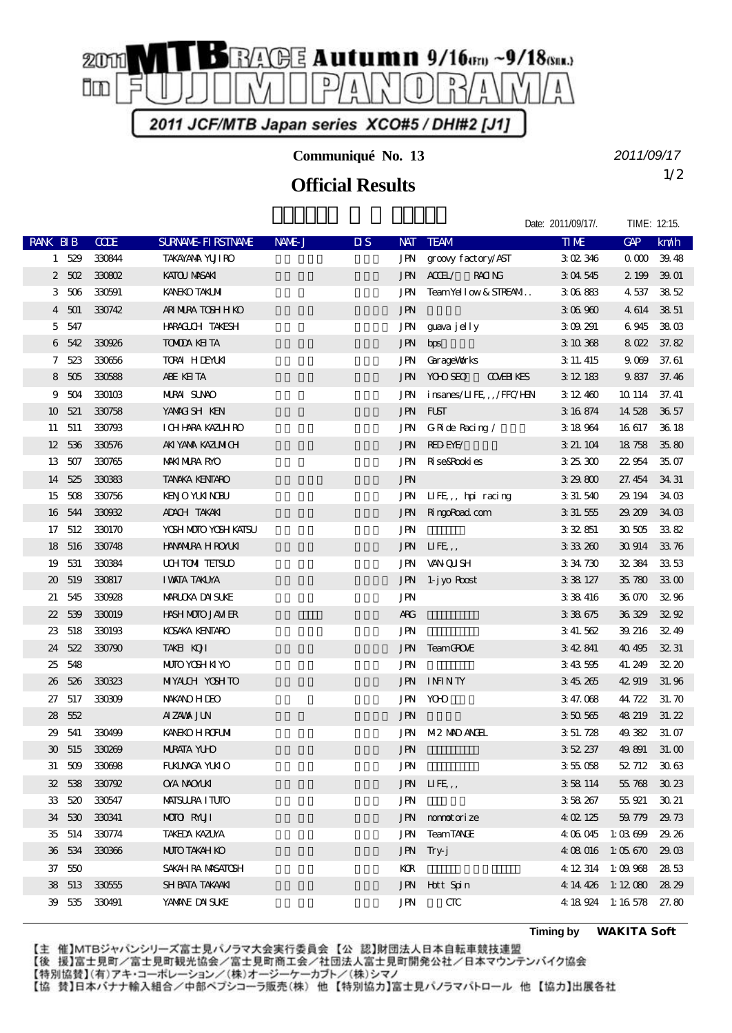# 2011 MTB RACE Autumn 9/16(Fri) ~9/18(Sun.) in FUJIMI PANORAMA

2011 JCF/MTB Japan series XCO#5 / DHI#2 [J1]

**Communiqué No. 13**

2011/09/17

## Official Results

Date: 2011/09/17/. TIME: 12:15.

| RANK | BIB | CODE | SURNAME-FIRSTNAME | NAME-J | DIS | NAT | TEAM | TIME | GAP | km/h |
|---|---|---|---|---|---|---|---|---|---|---|
| 1 | 529 | 330844 | TAKAYAMA YUJIRO | | | JPN | groovy factory/AST | 3:02.346 | 0.000 | 39.48 |
| 2 | 502 | 330802 | KATOU MASAKI | | | JPN | ACCEL/ RACING | 3:04.545 | 2.199 | 39.01 |
| 3 | 506 | 330591 | KANEKO TAKUMI | | | JPN | TeamYellow&STREAM.. | 3:06.883 | 4.537 | 38.52 |
| 4 | 501 | 330742 | ARIMURA TOSHIHIKO | | | JPN | | 3:06.960 | 4.614 | 38.51 |
| 5 | 547 | | HARAGUCHI TAKESHI | | | JPN | guava jelly | 3:09.291 | 6.945 | 38.03 |
| 6 | 542 | 330926 | TOMODA KEITA | | | JPN | bps | 3:10.368 | 8.022 | 37.82 |
| 7 | 523 | 330656 | TORAI HIDEYUKI | | | JPN | GarageWorks | 3:11.415 | 9.069 | 37.61 |
| 8 | 505 | 330588 | ABE KEITA | | | JPN | YOHO SEQ COVEBIKES | 3:12.183 | 9.837 | 37.46 |
| 9 | 504 | 330103 | MURAI SUNAO | | | JPN | insanes/LIFE,,,/FFC/HEN | 3:12.460 | 10.114 | 37.41 |
| 10 | 521 | 330758 | YAMAGISHI KEN | | | JPN | FUST | 3:16.874 | 14.528 | 36.57 |
| 11 | 511 | 330793 | ICHIHARA KAZUHIRO | | | JPN | G Ride Racing / | 3:18.964 | 16.617 | 36.18 |
| 12 | 536 | 330576 | AKIYAMA KAZUMICHI | | | JPN | RED EYE/ | 3:21.104 | 18.758 | 35.80 |
| 13 | 507 | 330765 | MAKIMURA RYO | | | JPN | Rise&Rookies | 3:25.300 | 22.954 | 35.07 |
| 14 | 525 | 330383 | TANAKA KENTARO | | | JPN | | 3:29.800 | 27.454 | 34.31 |
| 15 | 508 | 330756 | KENJO YUKINOBU | | | JPN | LIFE,,, hpi racing | 3:31.540 | 29.194 | 34.03 |
| 16 | 544 | 330932 | ADACHI TAKAKI | | | JPN | RingoRoad.com | 3:31.555 | 29.209 | 34.03 |
| 17 | 512 | 330170 | YOSHIMOTO YOSHIKATSU | | | JPN | | 3:32.851 | 30.505 | 33.82 |
| 18 | 516 | 330748 | HANAMURA HIROYUKI | | | JPN | LIFE,,, | 3:33.260 | 30.914 | 33.76 |
| 19 | 531 | 330384 | UCHITOMI TETSUO | | | JPN | VAN QUISH | 3:34.730 | 32.384 | 33.53 |
| 20 | 519 | 330817 | IWATA TAKUYA | | | JPN | 1-jyo Roost | 3:38.127 | 35.780 | 33.00 |
| 21 | 545 | 330928 | MARUOKA DAISUKE | | | JPN | | 3:38.416 | 36.070 | 32.96 |
| 22 | 539 | 330019 | HASHIMOTO JAVIER | | | ARG | | 3:38.675 | 36.329 | 32.92 |
| 23 | 518 | 330193 | KOSAKA KENTARO | | | JPN | | 3:41.562 | 39.216 | 32.49 |
| 24 | 522 | 330790 | TAKEI KOJI | | | JPN | TeamGROVE | 3:42.841 | 40.495 | 32.31 |
| 25 | 548 | | MUTO YOSHIKIYO | | | JPN | | 3:43.595 | 41.249 | 32.20 |
| 26 | 526 | 330323 | MIYAUCHI YOSHITO | | | JPN | INFINITY | 3:45.265 | 42.919 | 31.96 |
| 27 | 517 | 330309 | NAKANO HIDEO | | | JPN | YOHO | 3:47.068 | 44.722 | 31.70 |
| 28 | 552 | | AIZAWA JUN | | | JPN | | 3:50.565 | 48.219 | 31.22 |
| 29 | 541 | 330499 | KANEKO HIROFUMI | | | JPN | MI2 MAD ANGEL | 3:51.728 | 49.382 | 31.07 |
| 30 | 515 | 330269 | MURATA YUHO | | | JPN | | 3:52.237 | 49.891 | 31.00 |
| 31 | 509 | 330698 | FUKUNAGA YUKIO | | | JPN | | 3:55.058 | 52.712 | 30.63 |
| 32 | 538 | 330792 | OYA NAOYUKI | | | JPN | LIFE,,, | 3:58.114 | 55.768 | 30.23 |
| 33 | 520 | 330547 | MATSUURA ITUTO | | | JPN | | 3:58.267 | 55.921 | 30.21 |
| 34 | 530 | 330341 | MOTOI RYUJI | | | JPN | nonmotorize | 4:02.125 | 59.779 | 29.73 |
| 35 | 514 | 330774 | TAKEDA KAZUYA | | | JPN | TeamTANGE | 4:06.045 | 1:03.699 | 29.26 |
| 36 | 534 | 330366 | MUTO TAKAHIKO | | | JPN | Try-j | 4:08.016 | 1:05.670 | 29.03 |
| 37 | 550 | | SAKAHIRA MASATOSHI | | | KOR | | 4:12.314 | 1:09.968 | 28.53 |
| 38 | 513 | 330555 | SHIBATA TAKAAKI | | | JPN | Hott Spin | 4:14.426 | 1:12.080 | 28.29 |
| 39 | 535 | 330491 | YAMANE DAISUKE | | | JPN | CTC | 4:18.924 | 1:16.578 | 27.80 |

Timing by WAKITA Soft

【主 催】MTBジャパンシリーズ富士見パノラマ大会実行委員会 【公 認】財団法人日本自転車競技連盟
【後 援】富士見町／富士見町観光協会／富士見町商工会／社団法人富士見町開発公社／日本マウンテンバイク協会
【特別協賛】(有)アキ・コーポレーション／(株)オージーケーカブト／(株)シマノ
【協 賛】日本バナナ輸入組合／中部ペプシコーラ販売(株) 他 【特別協力】富士見パノラマパトロール 他 【協力】出展各社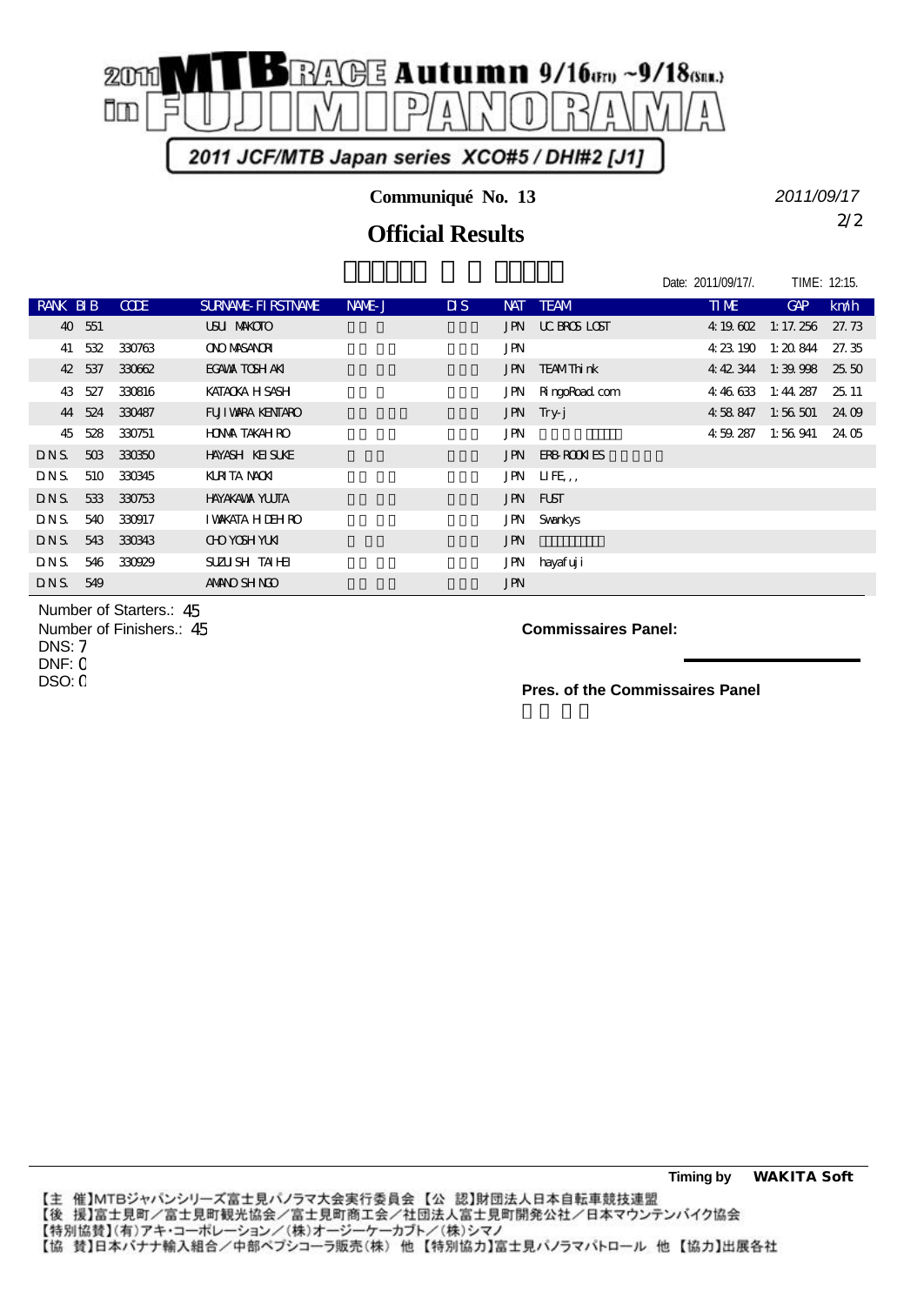# 2011 MTB RACE Autumn 9/16(Fri) ~9/18(Sun.) in FUJIMIPANORAMA

2011 JCF/MTB Japan series XCO#5 / DHI#2 [J1]

**Communiqué No. 13**

2011/09/17

## Official Results

Date: 2011/09/17/. TIME: 12:15.

| RANK | BIB | CODE | SURNAME-FIRSTNAME | NAME-J | DIS | NAT | TEAM | TIME | GAP | km/h |
|---|---|---|---|---|---|---|---|---|---|---|
| 40 | 551 | | USUI MAKOTO | | | JPN | UC BROS LOST | 4:19.602 | 1:17.256 | 27.73 |
| 41 | 532 | 330763 | ONO MASANORI | | | JPN | | 4:23.190 | 1:20.844 | 27.35 |
| 42 | 537 | 330662 | EGAWA TOSHIAKI | | | JPN | TEAM Think | 4:42.344 | 1:39.998 | 25.50 |
| 43 | 527 | 330816 | KATAOKA HISASHI | | | JPN | RingoRoad.com | 4:46.633 | 1:44.287 | 25.11 |
| 44 | 524 | 330487 | FUJIWARA KENTARO | | | JPN | Try-j | 4:58.847 | 1:56.501 | 24.09 |
| 45 | 528 | 330751 | HONMA TAKAHIRO | | | JPN | | 4:59.287 | 1:56.941 | 24.05 |
| DNS. | 503 | 330350 | HAYASHI KEISUKE | | | JPN | ERB-ROOKIES | | | |
| DNS. | 510 | 330345 | KURITA NAOKI | | | JPN | LIFE,,, | | | |
| DNS. | 533 | 330753 | HAYAKAWA YUUTA | | | JPN | FUST | | | |
| DNS. | 540 | 330917 | IWAKATA HIDEHIRO | | | JPN | Swankys | | | |
| DNS. | 543 | 330343 | CHO YOSHIYUKI | | | JPN | | | | |
| DNS. | 546 | 330929 | SUZUISHI TAIHEI | | | JPN | hayafuji | | | |
| DNS. | 549 | | AMANO SHINGO | | | JPN | | | | |

Number of Starters.: 45
Number of Finishers.: 45
DNS: 7
DNF: 0
DSO: 0

**Commissaires Panel:**

**Pres. of the Commissaires Panel**

Timing by **WAKITA Soft**

【主 催】MTBジャパンシリーズ富士見パノラマ大会実行委員会 【公 認】財団法人日本自転車競技連盟
【後 援】富士見町／富士見町観光協会／富士見町商工会／社団法人富士見町開発公社／日本マウンテンバイク協会
【特別協賛】(有)アキ・コーポレーション／(株)オージーケーカブト／(株)シマノ
【協 賛】日本バナナ輸入組合／中部ペプシコーラ販売(株) 他 【特別協力】富士見パノラマパトロール 他 【協力】出展各社